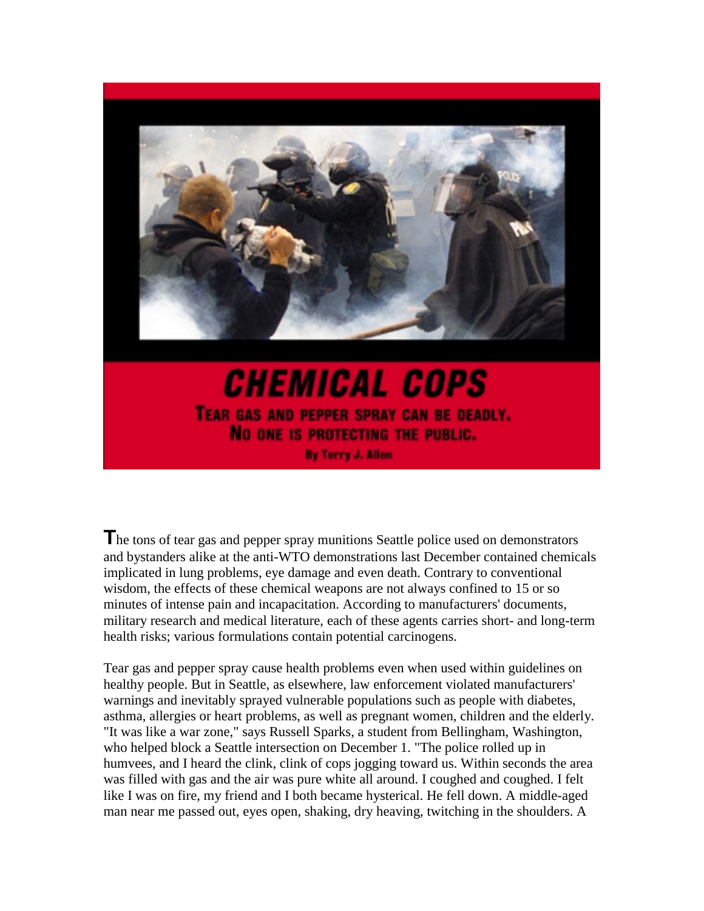# CHEMICAL COPS

**TEAR GAS AND PEPPER SPRAY CAN BE DEADLY.**
**NO ONE IS PROTECTING THE PUBLIC.**

**By Terry J. Allen**

The tons of tear gas and pepper spray munitions Seattle police used on demonstrators and bystanders alike at the anti-WTO demonstrations last December contained chemicals implicated in lung problems, eye damage and even death. Contrary to conventional wisdom, the effects of these chemical weapons are not always confined to 15 or so minutes of intense pain and incapacitation. According to manufacturers' documents, military research and medical literature, each of these agents carries short- and long-term health risks; various formulations contain potential carcinogens.

Tear gas and pepper spray cause health problems even when used within guidelines on healthy people. But in Seattle, as elsewhere, law enforcement violated manufacturers' warnings and inevitably sprayed vulnerable populations such as people with diabetes, asthma, allergies or heart problems, as well as pregnant women, children and the elderly. "It was like a war zone," says Russell Sparks, a student from Bellingham, Washington, who helped block a Seattle intersection on December 1. "The police rolled up in humvees, and I heard the clink, clink of cops jogging toward us. Within seconds the area was filled with gas and the air was pure white all around. I coughed and coughed. I felt like I was on fire, my friend and I both became hysterical. He fell down. A middle-aged man near me passed out, eyes open, shaking, dry heaving, twitching in the shoulders. A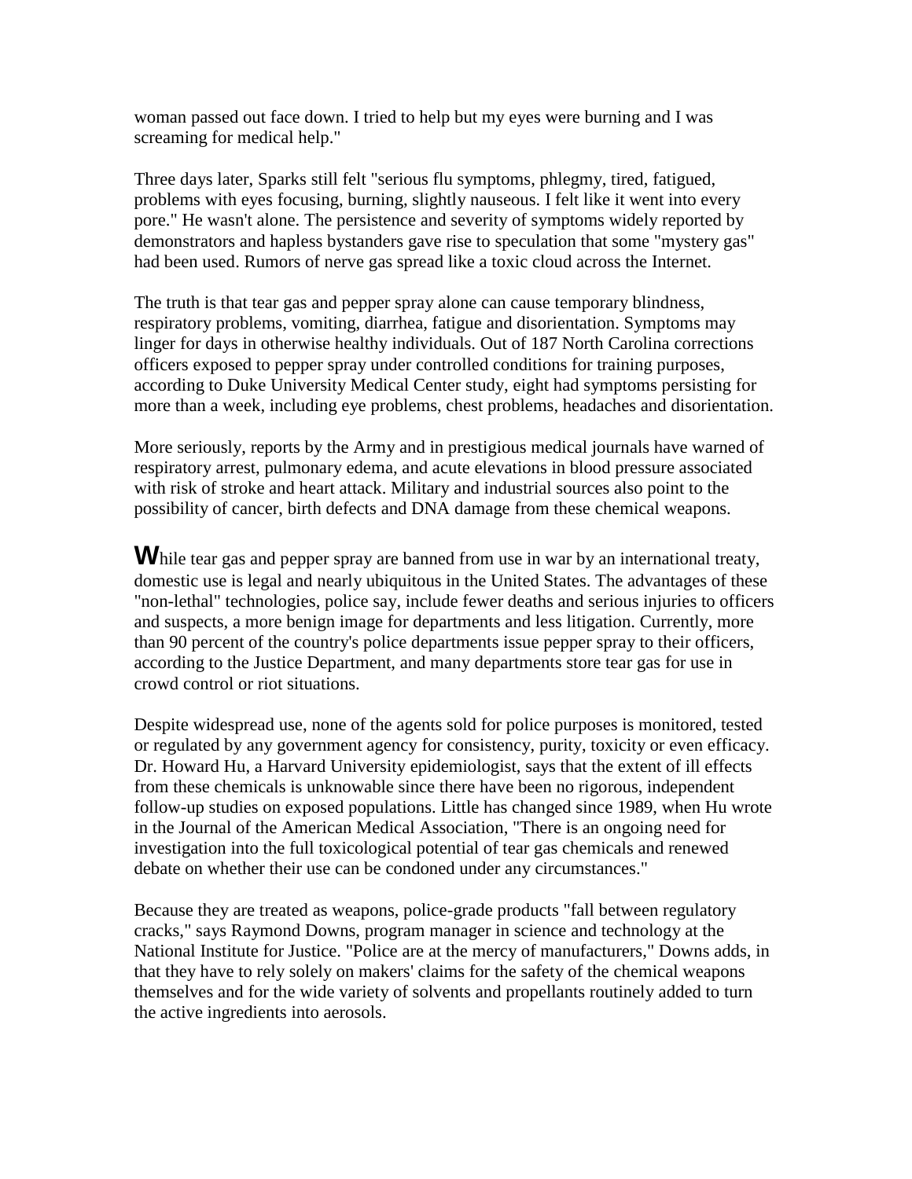woman passed out face down. I tried to help but my eyes were burning and I was screaming for medical help."

Three days later, Sparks still felt "serious flu symptoms, phlegmy, tired, fatigued, problems with eyes focusing, burning, slightly nauseous. I felt like it went into every pore." He wasn't alone. The persistence and severity of symptoms widely reported by demonstrators and hapless bystanders gave rise to speculation that some "mystery gas" had been used. Rumors of nerve gas spread like a toxic cloud across the Internet.

The truth is that tear gas and pepper spray alone can cause temporary blindness, respiratory problems, vomiting, diarrhea, fatigue and disorientation. Symptoms may linger for days in otherwise healthy individuals. Out of 187 North Carolina corrections officers exposed to pepper spray under controlled conditions for training purposes, according to Duke University Medical Center study, eight had symptoms persisting for more than a week, including eye problems, chest problems, headaches and disorientation.

More seriously, reports by the Army and in prestigious medical journals have warned of respiratory arrest, pulmonary edema, and acute elevations in blood pressure associated with risk of stroke and heart attack. Military and industrial sources also point to the possibility of cancer, birth defects and DNA damage from these chemical weapons.

**W**hile tear gas and pepper spray are banned from use in war by an international treaty, domestic use is legal and nearly ubiquitous in the United States. The advantages of these "non-lethal" technologies, police say, include fewer deaths and serious injuries to officers and suspects, a more benign image for departments and less litigation. Currently, more than 90 percent of the country's police departments issue pepper spray to their officers, according to the Justice Department, and many departments store tear gas for use in crowd control or riot situations.

Despite widespread use, none of the agents sold for police purposes is monitored, tested or regulated by any government agency for consistency, purity, toxicity or even efficacy. Dr. Howard Hu, a Harvard University epidemiologist, says that the extent of ill effects from these chemicals is unknowable since there have been no rigorous, independent follow-up studies on exposed populations. Little has changed since 1989, when Hu wrote in the Journal of the American Medical Association, "There is an ongoing need for investigation into the full toxicological potential of tear gas chemicals and renewed debate on whether their use can be condoned under any circumstances."

Because they are treated as weapons, police-grade products "fall between regulatory cracks," says Raymond Downs, program manager in science and technology at the National Institute for Justice. "Police are at the mercy of manufacturers," Downs adds, in that they have to rely solely on makers' claims for the safety of the chemical weapons themselves and for the wide variety of solvents and propellants routinely added to turn the active ingredients into aerosols.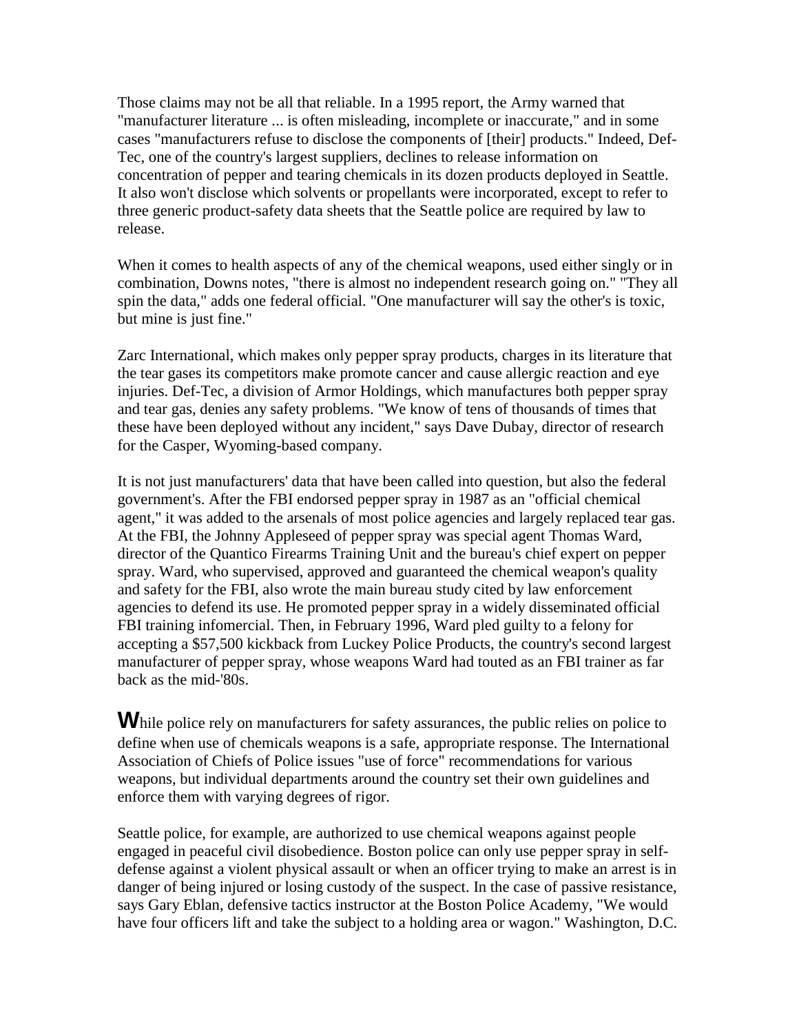Those claims may not be all that reliable. In a 1995 report, the Army warned that "manufacturer literature ... is often misleading, incomplete or inaccurate," and in some cases "manufacturers refuse to disclose the components of [their] products." Indeed, Def-Tec, one of the country's largest suppliers, declines to release information on concentration of pepper and tearing chemicals in its dozen products deployed in Seattle. It also won't disclose which solvents or propellants were incorporated, except to refer to three generic product-safety data sheets that the Seattle police are required by law to release.

When it comes to health aspects of any of the chemical weapons, used either singly or in combination, Downs notes, "there is almost no independent research going on." "They all spin the data," adds one federal official. "One manufacturer will say the other's is toxic, but mine is just fine."

Zarc International, which makes only pepper spray products, charges in its literature that the tear gases its competitors make promote cancer and cause allergic reaction and eye injuries. Def-Tec, a division of Armor Holdings, which manufactures both pepper spray and tear gas, denies any safety problems. "We know of tens of thousands of times that these have been deployed without any incident," says Dave Dubay, director of research for the Casper, Wyoming-based company.

It is not just manufacturers' data that have been called into question, but also the federal government's. After the FBI endorsed pepper spray in 1987 as an "official chemical agent," it was added to the arsenals of most police agencies and largely replaced tear gas. At the FBI, the Johnny Appleseed of pepper spray was special agent Thomas Ward, director of the Quantico Firearms Training Unit and the bureau's chief expert on pepper spray. Ward, who supervised, approved and guaranteed the chemical weapon's quality and safety for the FBI, also wrote the main bureau study cited by law enforcement agencies to defend its use. He promoted pepper spray in a widely disseminated official FBI training infomercial. Then, in February 1996, Ward pled guilty to a felony for accepting a $57,500 kickback from Luckey Police Products, the country's second largest manufacturer of pepper spray, whose weapons Ward had touted as an FBI trainer as far back as the mid-'80s.

**W**hile police rely on manufacturers for safety assurances, the public relies on police to define when use of chemicals weapons is a safe, appropriate response. The International Association of Chiefs of Police issues "use of force" recommendations for various weapons, but individual departments around the country set their own guidelines and enforce them with varying degrees of rigor.

Seattle police, for example, are authorized to use chemical weapons against people engaged in peaceful civil disobedience. Boston police can only use pepper spray in self-defense against a violent physical assault or when an officer trying to make an arrest is in danger of being injured or losing custody of the suspect. In the case of passive resistance, says Gary Eblan, defensive tactics instructor at the Boston Police Academy, "We would have four officers lift and take the subject to a holding area or wagon." Washington, D.C.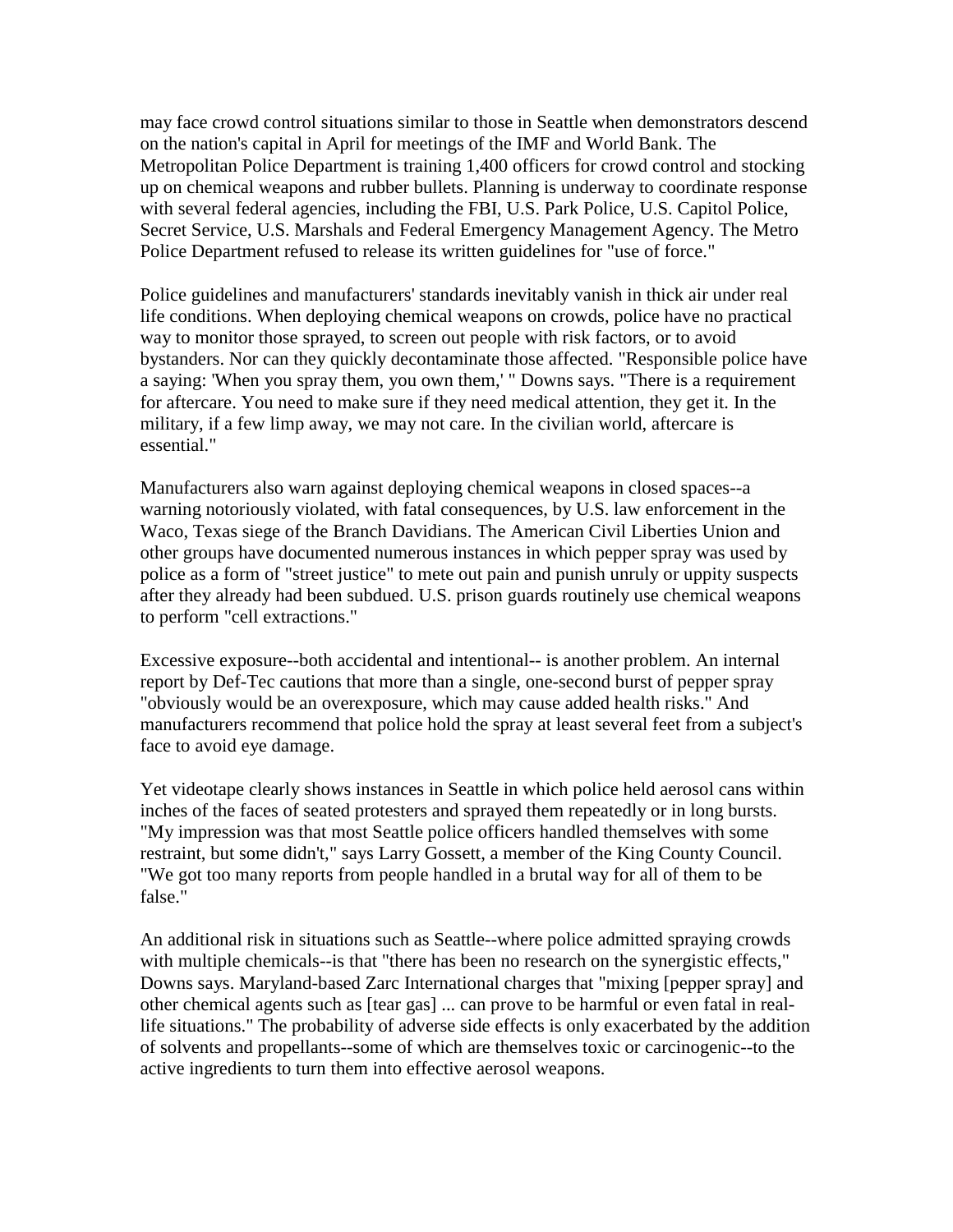may face crowd control situations similar to those in Seattle when demonstrators descend on the nation's capital in April for meetings of the IMF and World Bank. The Metropolitan Police Department is training 1,400 officers for crowd control and stocking up on chemical weapons and rubber bullets. Planning is underway to coordinate response with several federal agencies, including the FBI, U.S. Park Police, U.S. Capitol Police, Secret Service, U.S. Marshals and Federal Emergency Management Agency. The Metro Police Department refused to release its written guidelines for "use of force."

Police guidelines and manufacturers' standards inevitably vanish in thick air under real life conditions. When deploying chemical weapons on crowds, police have no practical way to monitor those sprayed, to screen out people with risk factors, or to avoid bystanders. Nor can they quickly decontaminate those affected. "Responsible police have a saying: 'When you spray them, you own them,' " Downs says. "There is a requirement for aftercare. You need to make sure if they need medical attention, they get it. In the military, if a few limp away, we may not care. In the civilian world, aftercare is essential."

Manufacturers also warn against deploying chemical weapons in closed spaces--a warning notoriously violated, with fatal consequences, by U.S. law enforcement in the Waco, Texas siege of the Branch Davidians. The American Civil Liberties Union and other groups have documented numerous instances in which pepper spray was used by police as a form of "street justice" to mete out pain and punish unruly or uppity suspects after they already had been subdued. U.S. prison guards routinely use chemical weapons to perform "cell extractions."

Excessive exposure--both accidental and intentional-- is another problem. An internal report by Def-Tec cautions that more than a single, one-second burst of pepper spray "obviously would be an overexposure, which may cause added health risks." And manufacturers recommend that police hold the spray at least several feet from a subject's face to avoid eye damage.

Yet videotape clearly shows instances in Seattle in which police held aerosol cans within inches of the faces of seated protesters and sprayed them repeatedly or in long bursts. "My impression was that most Seattle police officers handled themselves with some restraint, but some didn't," says Larry Gossett, a member of the King County Council. "We got too many reports from people handled in a brutal way for all of them to be false."

An additional risk in situations such as Seattle--where police admitted spraying crowds with multiple chemicals--is that "there has been no research on the synergistic effects," Downs says. Maryland-based Zarc International charges that "mixing [pepper spray] and other chemical agents such as [tear gas] ... can prove to be harmful or even fatal in real-life situations." The probability of adverse side effects is only exacerbated by the addition of solvents and propellants--some of which are themselves toxic or carcinogenic--to the active ingredients to turn them into effective aerosol weapons.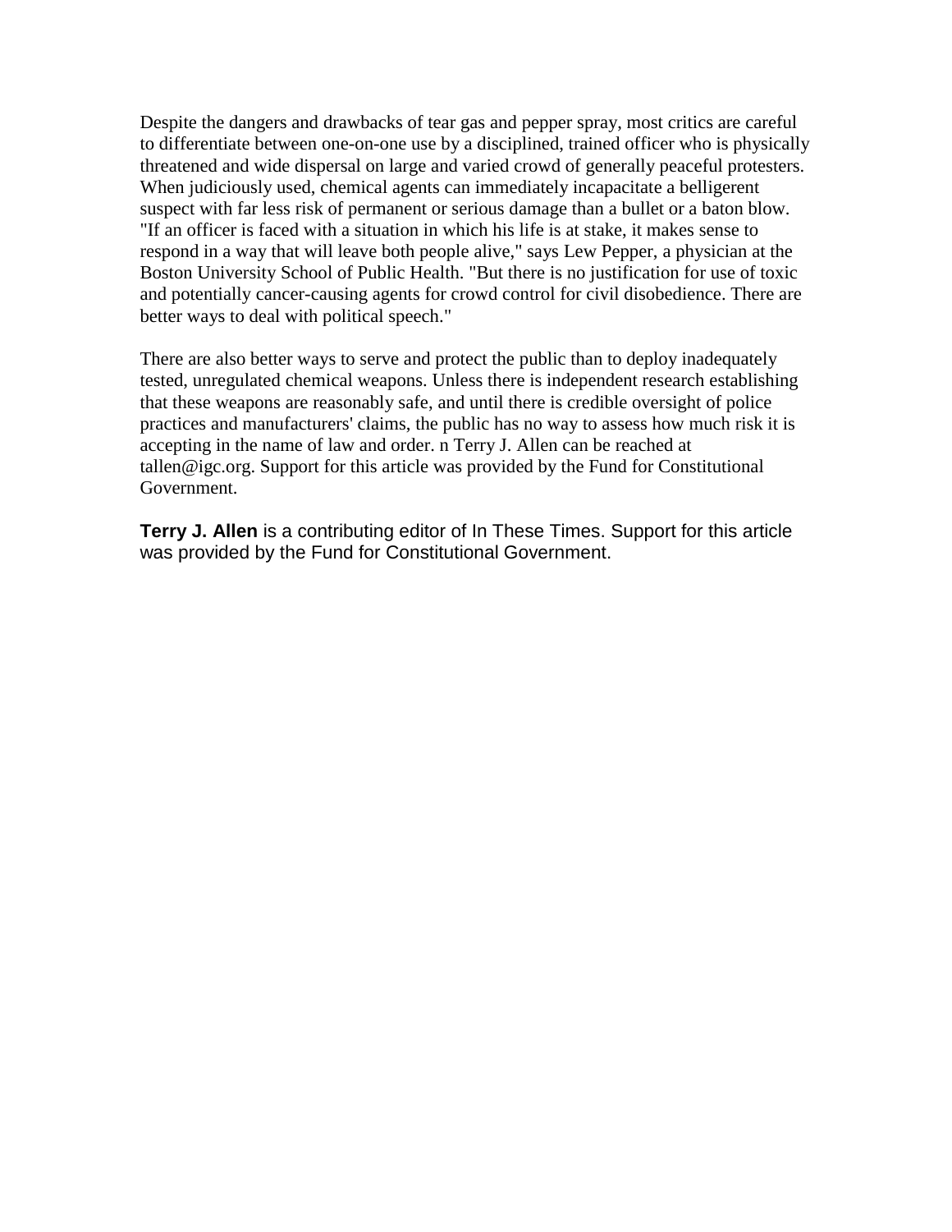Despite the dangers and drawbacks of tear gas and pepper spray, most critics are careful to differentiate between one-on-one use by a disciplined, trained officer who is physically threatened and wide dispersal on large and varied crowd of generally peaceful protesters. When judiciously used, chemical agents can immediately incapacitate a belligerent suspect with far less risk of permanent or serious damage than a bullet or a baton blow. "If an officer is faced with a situation in which his life is at stake, it makes sense to respond in a way that will leave both people alive," says Lew Pepper, a physician at the Boston University School of Public Health. "But there is no justification for use of toxic and potentially cancer-causing agents for crowd control for civil disobedience. There are better ways to deal with political speech."

There are also better ways to serve and protect the public than to deploy inadequately tested, unregulated chemical weapons. Unless there is independent research establishing that these weapons are reasonably safe, and until there is credible oversight of police practices and manufacturers' claims, the public has no way to assess how much risk it is accepting in the name of law and order. n Terry J. Allen can be reached at tallen@igc.org. Support for this article was provided by the Fund for Constitutional Government.

**Terry J. Allen** is a contributing editor of In These Times. Support for this article was provided by the Fund for Constitutional Government.